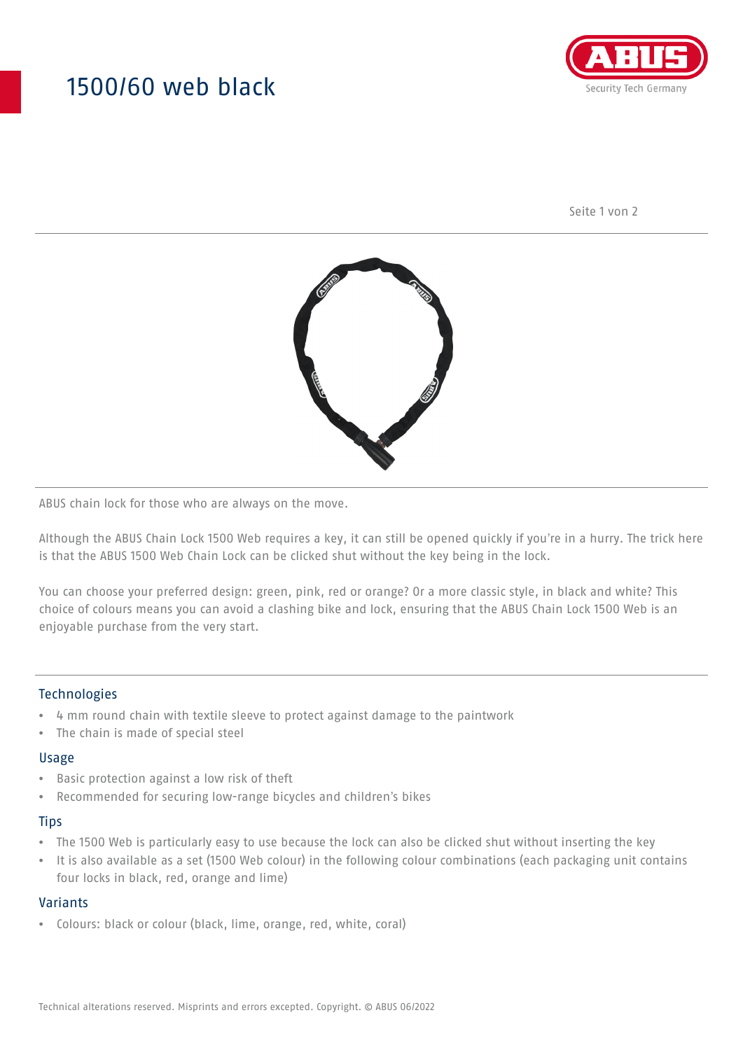# 1500/60 web black

ABUS chain lock for those who are always on the move.

Although the ABUS Chain Lock 1500 Web requires a key, it can still be opened quickly if you're in a hurry. The trick here is that the ABUS 1500 Web Chain Lock can be clicked shut without the key being in the lock.

You can choose your preferred design: green, pink, red or orange? Or a more classic style, in black and white? This choice of colours means you can avoid a clashing bike and lock, ensuring that the ABUS Chain Lock 1500 Web is an enjoyable purchase from the very start.

## Technologies

- 4 mm round chain with textile sleeve to protect against damage to the paintwork
- The chain is made of special steel

## Usage

- Basic protection against a low risk of theft
- Recommended for securing low-range bicycles and children's bikes

## Tips

- The 1500 Web is particularly easy to use because the lock can also be clicked shut without inserting the key
- It is also available as a set (1500 Web colour) in the following colour combinations (each packaging unit contains four locks in black, red, orange and lime)

## Variants

- Colours: black or colour (black, lime, orange, red, white, coral)

Technical alterations reserved. Misprints and errors excepted. Copyright. © ABUS 06/2022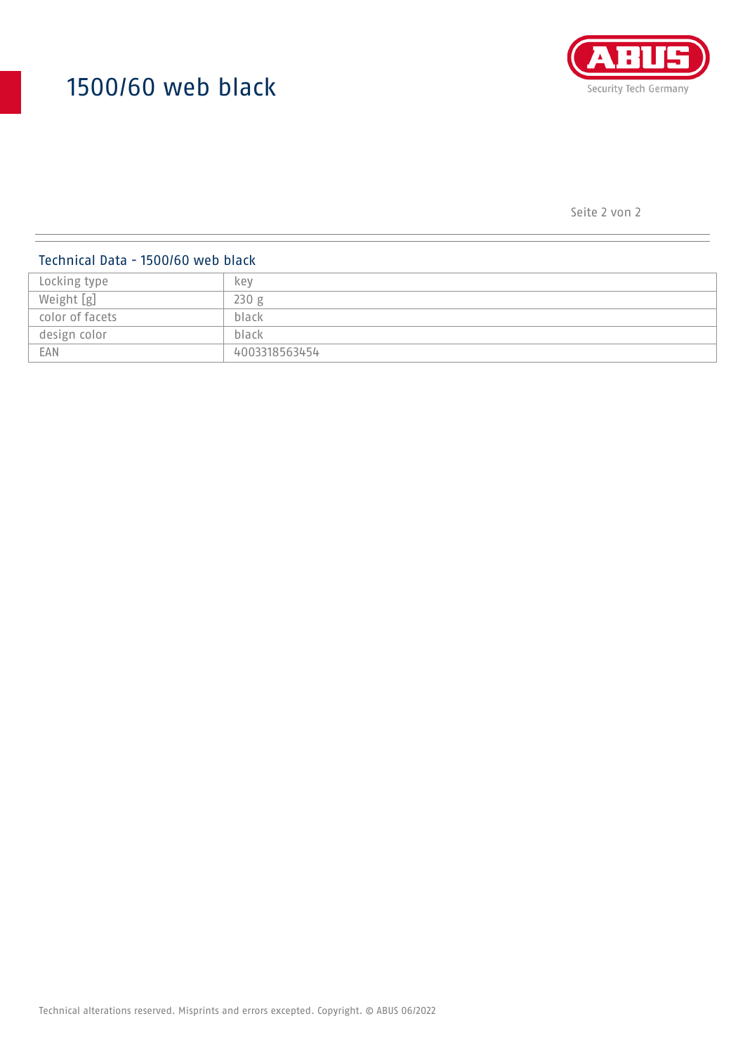# 1500/60 web black

## Technical Data - 1500/60 web black

| | |
|---|---|
| Locking type | key |
| Weight [g] | 230 g |
| color of facets | black |
| design color | black |
| EAN | 4003318563454 |

Technical alterations reserved. Misprints and errors excepted. Copyright. © ABUS 06/2022